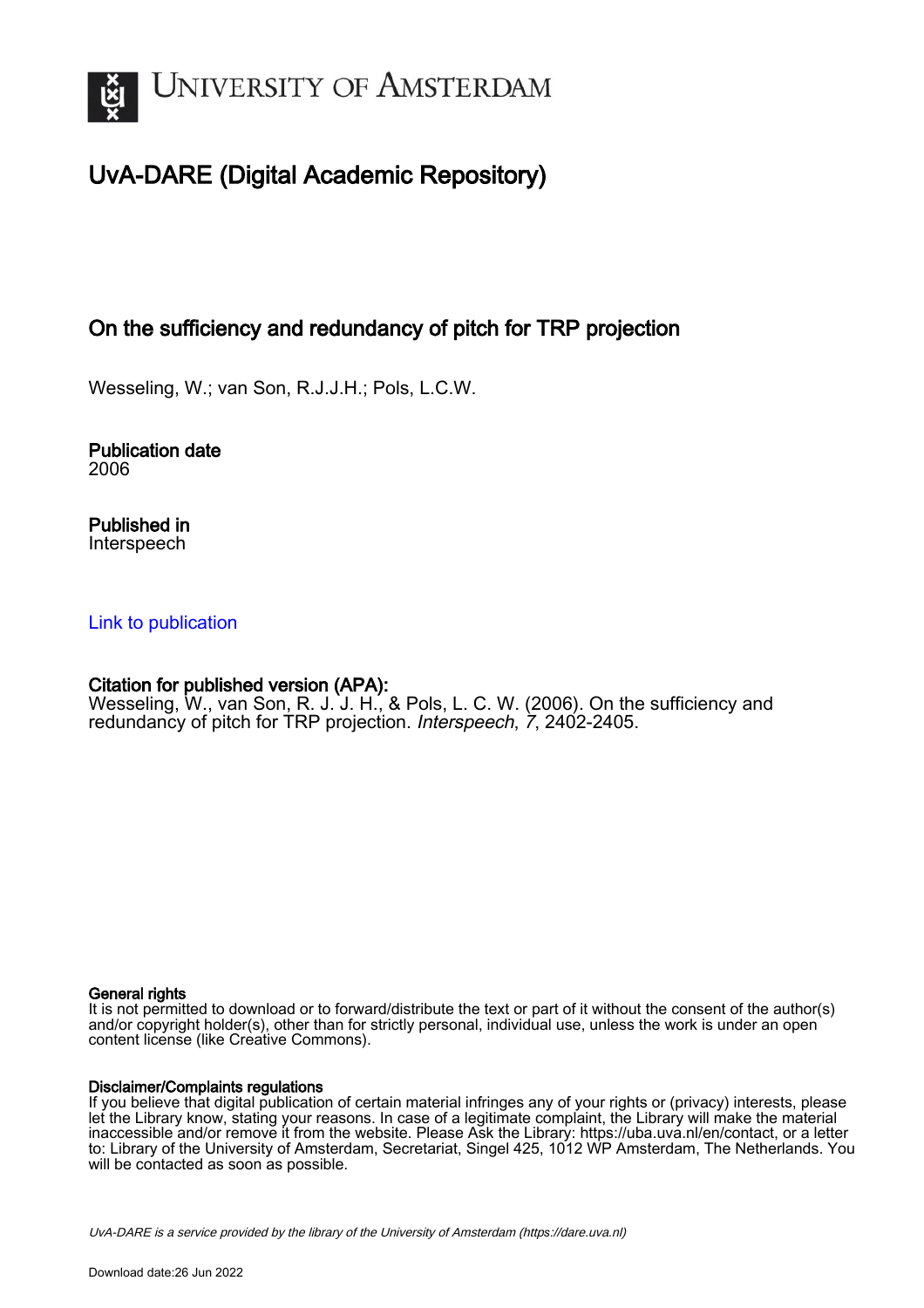# UNIVERSITY OF AMSTERDAM

## UvA-DARE (Digital Academic Repository)

### On the sufficiency and redundancy of pitch for TRP projection

Wesseling, W.; van Son, R.J.J.H.; Pols, L.C.W.

**Publication date**
2006

**Published in**
Interspeech

[Link to publication](#)

**Citation for published version (APA):**
Wesseling, W., van Son, R. J. J. H., & Pols, L. C. W. (2006). On the sufficiency and redundancy of pitch for TRP projection. *Interspeech*, *7*, 2402-2405.

**General rights**
It is not permitted to download or to forward/distribute the text or part of it without the consent of the author(s) and/or copyright holder(s), other than for strictly personal, individual use, unless the work is under an open content license (like Creative Commons).

**Disclaimer/Complaints regulations**
If you believe that digital publication of certain material infringes any of your rights or (privacy) interests, please let the Library know, stating your reasons. In case of a legitimate complaint, the Library will make the material inaccessible and/or remove it from the website. Please Ask the Library: https://uba.uva.nl/en/contact, or a letter to: Library of the University of Amsterdam, Secretariat, Singel 425, 1012 WP Amsterdam, The Netherlands. You will be contacted as soon as possible.

UvA-DARE is a service provided by the library of the University of Amsterdam (https://dare.uva.nl)

Download date:26 Jun 2022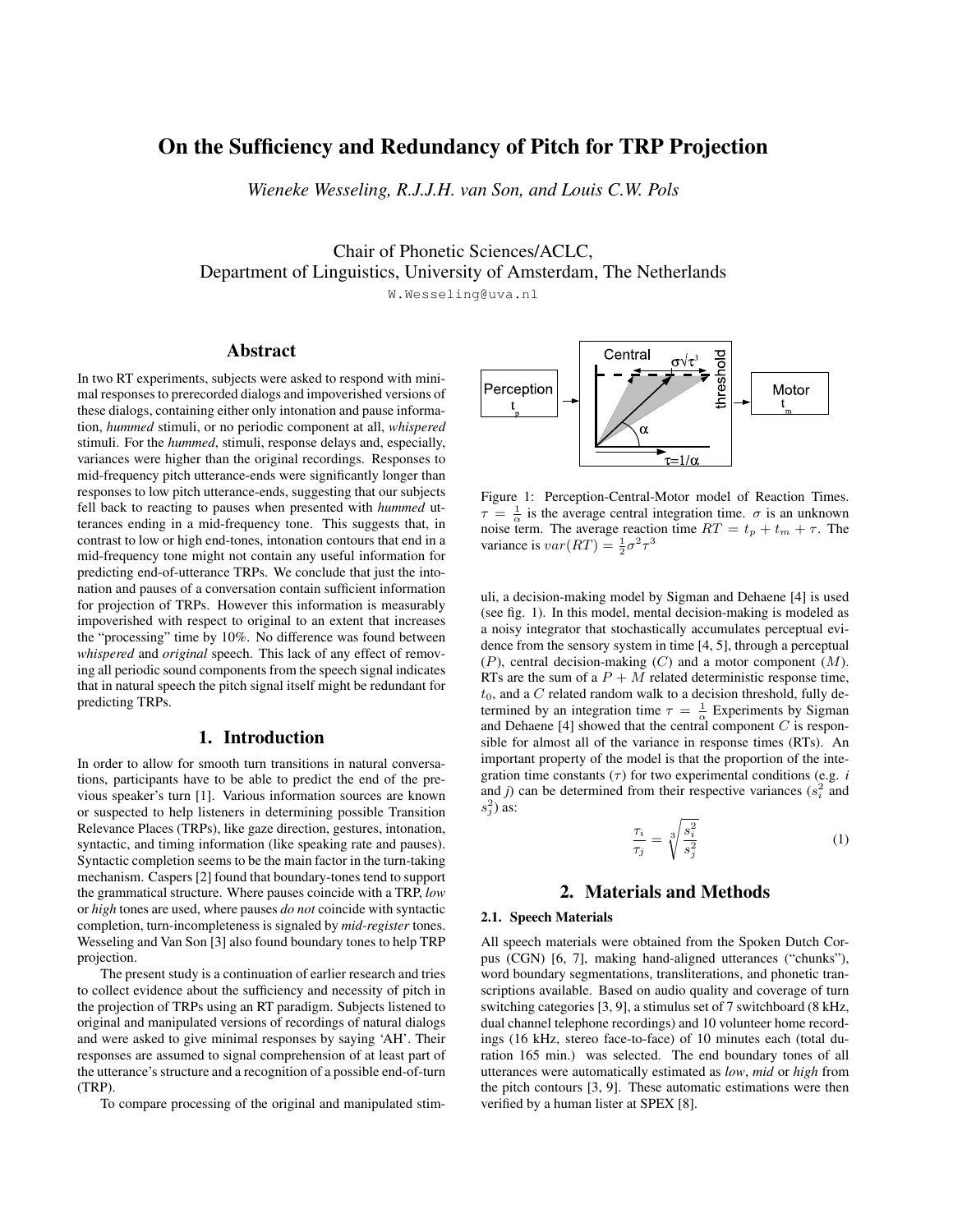# On the Sufficiency and Redundancy of Pitch for TRP Projection

*Wieneke Wesseling, R.J.J.H. van Son, and Louis C.W. Pols*

Chair of Phonetic Sciences/ACLC,
Department of Linguistics, University of Amsterdam, The Netherlands

W.Wesseling@uva.nl

## Abstract

In two RT experiments, subjects were asked to respond with minimal responses to prerecorded dialogs and impoverished versions of these dialogs, containing either only intonation and pause information, *hummed* stimuli, or no periodic component at all, *whispered* stimuli. For the *hummed*, stimuli, response delays and, especially, variances were higher than the original recordings. Responses to mid-frequency pitch utterance-ends were significantly longer than responses to low pitch utterance-ends, suggesting that our subjects fell back to reacting to pauses when presented with *hummed* utterances ending in a mid-frequency tone. This suggests that, in contrast to low or high end-tones, intonation contours that end in a mid-frequency tone might not contain any useful information for predicting end-of-utterance TRPs. We conclude that just the intonation and pauses of a conversation contain sufficient information for projection of TRPs. However this information is measurably impoverished with respect to original to an extent that increases the "processing" time by 10%. No difference was found between *whispered* and *original* speech. This lack of any effect of removing all periodic sound components from the speech signal indicates that in natural speech the pitch signal itself might be redundant for predicting TRPs.

## 1. Introduction

In order to allow for smooth turn transitions in natural conversations, participants have to be able to predict the end of the previous speaker's turn [1]. Various information sources are known or suspected to help listeners in determining possible Transition Relevance Places (TRPs), like gaze direction, gestures, intonation, syntactic, and timing information (like speaking rate and pauses). Syntactic completion seems to be the main factor in the turn-taking mechanism. Caspers [2] found that boundary-tones tend to support the grammatical structure. Where pauses coincide with a TRP, *low* or *high* tones are used, where pauses *do not* coincide with syntactic completion, turn-incompleteness is signaled by *mid-register* tones. Wesseling and Van Son [3] also found boundary tones to help TRP projection.

The present study is a continuation of earlier research and tries to collect evidence about the sufficiency and necessity of pitch in the projection of TRPs using an RT paradigm. Subjects listened to original and manipulated versions of recordings of natural dialogs and were asked to give minimal responses by saying 'AH'. Their responses are assumed to signal comprehension of at least part of the utterance's structure and a recognition of a possible end-of-turn (TRP).

To compare processing of the original and manipulated stimuli, a decision-making model by Sigman and Dehaene [4] is used (see fig. 1). In this model, mental decision-making is modeled as a noisy integrator that stochastically accumulates perceptual evidence from the sensory system in time [4, 5], through a perceptual ($P$), central decision-making ($C$) and a motor component ($M$). RTs are the sum of a $P + M$ related deterministic response time, $t_0$, and a $C$ related random walk to a decision threshold, fully determined by an integration time $\tau = \frac{1}{\alpha}$ Experiments by Sigman and Dehaene [4] showed that the central component $C$ is responsible for almost all of the variance in response times (RTs). An important property of the model is that the proportion of the integration time constants ($\tau$) for two experimental conditions (e.g. *i* and *j*) can be determined from their respective variances ($s_i^2$ and $s_j^2$) as:

$$\frac{\tau_i}{\tau_j} = \sqrt[3]{\frac{s_i^2}{s_j^2}} \tag{1}$$

Figure 1: Perception-Central-Motor model of Reaction Times. $\tau = \frac{1}{\alpha}$ is the average central integration time. $\sigma$ is an unknown noise term. The average reaction time $RT = t_p + t_m + \tau$. The variance is $var(RT) = \frac{1}{2}\sigma^2\tau^3$

## 2. Materials and Methods

### 2.1. Speech Materials

All speech materials were obtained from the Spoken Dutch Corpus (CGN) [6, 7], making hand-aligned utterances ("chunks"), word boundary segmentations, transliterations, and phonetic transcriptions available. Based on audio quality and coverage of turn switching categories [3, 9], a stimulus set of 7 switchboard (8 kHz, dual channel telephone recordings) and 10 volunteer home recordings (16 kHz, stereo face-to-face) of 10 minutes each (total duration 165 min.) was selected. The end boundary tones of all utterances were automatically estimated as *low*, *mid* or *high* from the pitch contours [3, 9]. These automatic estimations were then verified by a human lister at SPEX [8].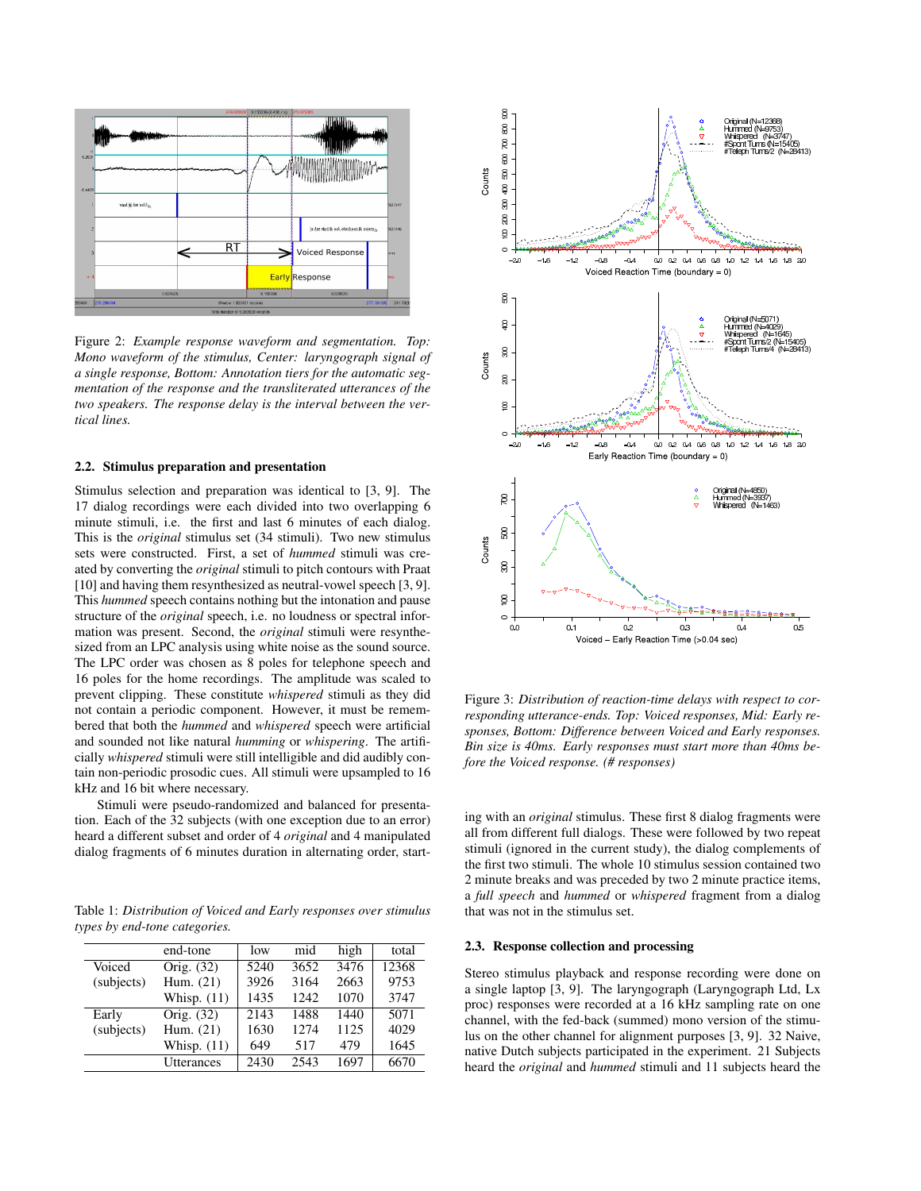Figure 2: *Example response waveform and segmentation. Top: Mono waveform of the stimulus, Center: laryngograph signal of a single response, Bottom: Annotation tiers for the automatic segmentation of the response and the transliterated utterances of the two speakers. The response delay is the interval between the vertical lines.*

### 2.2. Stimulus preparation and presentation

Stimulus selection and preparation was identical to [3, 9]. The 17 dialog recordings were each divided into two overlapping 6 minute stimuli, i.e. the first and last 6 minutes of each dialog. This is the *original* stimulus set (34 stimuli). Two new stimulus sets were constructed. First, a set of *hummed* stimuli was created by converting the *original* stimuli to pitch contours with Praat [10] and having them resynthesized as neutral-vowel speech [3, 9]. This *hummed* speech contains nothing but the intonation and pause structure of the *original* speech, i.e. no loudness or spectral information was present. Second, the *original* stimuli were resynthesized from an LPC analysis using white noise as the sound source. The LPC order was chosen as 8 poles for telephone speech and 16 poles for the home recordings. The amplitude was scaled to prevent clipping. These constitute *whispered* stimuli as they did not contain a periodic component. However, it must be remembered that both the *hummed* and *whispered* speech were artificial and sounded not like natural *humming* or *whispering*. The artificially *whispered* stimuli were still intelligible and did audibly contain non-periodic prosodic cues. All stimuli were upsampled to 16 kHz and 16 bit where necessary.

Stimuli were pseudo-randomized and balanced for presentation. Each of the 32 subjects (with one exception due to an error) heard a different subset and order of 4 *original* and 4 manipulated dialog fragments of 6 minutes duration in alternating order, starting with an *original* stimulus. These first 8 dialog fragments were all from different full dialogs. These were followed by two repeat stimuli (ignored in the current study), the dialog complements of the first two stimuli. The whole 10 stimulus session contained two 2 minute breaks and was preceded by two 2 minute practice items, a *full speech* and *hummed* or *whispered* fragment from a dialog that was not in the stimulus set.

Table 1: *Distribution of Voiced and Early responses over stimulus types by end-tone categories.*

| | end-tone | low | mid | high | total |
|---|---|---|---|---|---|
| Voiced (subjects) | Orig. (32) | 5240 | 3652 | 3476 | 12368 |
| | Hum. (21) | 3926 | 3164 | 2663 | 9753 |
| | Whisp. (11) | 1435 | 1242 | 1070 | 3747 |
| Early (subjects) | Orig. (32) | 2143 | 1488 | 1440 | 5071 |
| | Hum. (21) | 1630 | 1274 | 1125 | 4029 |
| | Whisp. (11) | 649 | 517 | 479 | 1645 |
| | Utterances | 2430 | 2543 | 1697 | 6670 |

Figure 3: *Distribution of reaction-time delays with respect to corresponding utterance-ends. Top: Voiced responses, Mid: Early responses, Bottom: Difference between Voiced and Early responses. Bin size is 40ms. Early responses must start more than 40ms before the Voiced response. (# responses)*

### 2.3. Response collection and processing

Stereo stimulus playback and response recording were done on a single laptop [3, 9]. The laryngograph (Laryngograph Ltd, Lx proc) responses were recorded at a 16 kHz sampling rate on one channel, with the fed-back (summed) mono version of the stimulus on the other channel for alignment purposes [3, 9]. 32 Naive, native Dutch subjects participated in the experiment. 21 Subjects heard the *original* and *hummed* stimuli and 11 subjects heard the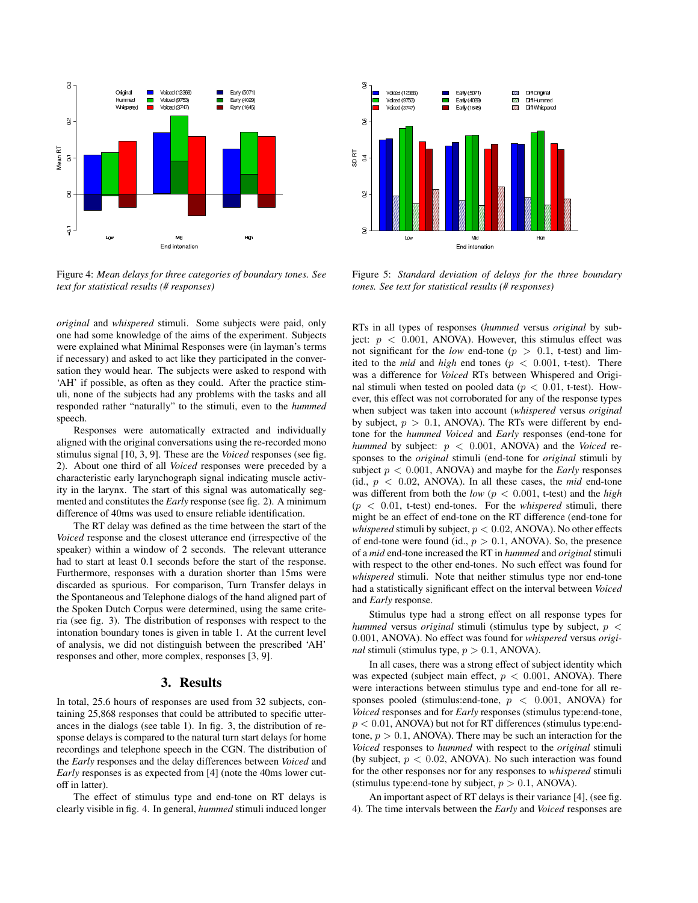Figure 4: *Mean delays for three categories of boundary tones. See text for statistical results (# responses)*

Figure 5: *Standard deviation of delays for the three boundary tones. See text for statistical results (# responses)*

*original* and *whispered* stimuli. Some subjects were paid, only one had some knowledge of the aims of the experiment. Subjects were explained what Minimal Responses were (in layman's terms if necessary) and asked to act like they participated in the conversation they would hear. The subjects were asked to respond with 'AH' if possible, as often as they could. After the practice stimuli, none of the subjects had any problems with the tasks and all responded rather "naturally" to the stimuli, even to the *hummed* speech.

Responses were automatically extracted and individually aligned with the original conversations using the re-recorded mono stimulus signal [10, 3, 9]. These are the *Voiced* responses (see fig. 2). About one third of all *Voiced* responses were preceded by a characteristic early laryngograph signal indicating muscle activity in the larynx. The start of this signal was automatically segmented and constitutes the *Early* response (see fig. 2). A minimum difference of 40ms was used to ensure reliable identification.

The RT delay was defined as the time between the start of the *Voiced* response and the closest utterance end (irrespective of the speaker) within a window of 2 seconds. The relevant utterance had to start at least 0.1 seconds before the start of the response. Furthermore, responses with a duration shorter than 15ms were discarded as spurious. For comparison, Turn Transfer delays in the Spontaneous and Telephone dialogs of the hand aligned part of the Spoken Dutch Corpus were determined, using the same criteria (see fig. 3). The distribution of responses with respect to the intonation boundary tones is given in table 1. At the current level of analysis, we did not distinguish between the prescribed 'AH' responses and other, more complex, responses [3, 9].

## 3. Results

In total, 25.6 hours of responses are used from 32 subjects, containing 25,868 responses that could be attributed to specific utterances in the dialogs (see table 1). In fig. 3, the distribution of response delays is compared to the natural turn start delays for home recordings and telephone speech in the CGN. The distribution of the *Early* responses and the delay differences between *Voiced* and *Early* responses is as expected from [4] (note the 40ms lower cutoff in latter).

The effect of stimulus type and end-tone on RT delays is clearly visible in fig. 4. In general, *hummed* stimuli induced longer RTs in all types of responses (*hummed* versus *original* by subject: $p < 0.001$, ANOVA). However, this stimulus effect was not significant for the *low* end-tone ($p > 0.1$, t-test) and limited to the *mid* and *high* end tones ($p < 0.001$, t-test). There was a difference for *Voiced* RTs between Whispered and Original stimuli when tested on pooled data ($p < 0.01$, t-test). However, this effect was not corroborated for any of the response types when subject was taken into account (*whispered* versus *original* by subject, $p > 0.1$, ANOVA). The RTs were different by end-tone for the *hummed Voiced* and *Early* responses (end-tone for *hummed* by subject: $p < 0.001$, ANOVA) and the *Voiced* responses to the *original* stimuli (end-tone for *original* stimuli by subject $p < 0.001$, ANOVA) and maybe for the *Early* responses (id., $p < 0.02$, ANOVA). In all these cases, the *mid* end-tone was different from both the *low* ($p < 0.001$, t-test) and the *high* ($p < 0.01$, t-test) end-tones. For the *whispered* stimuli, there might be an effect of end-tone on the RT difference (end-tone for *whispered* stimuli by subject, $p < 0.02$, ANOVA). No other effects of end-tone were found (id., $p > 0.1$, ANOVA). So, the presence of a *mid* end-tone increased the RT in *hummed* and *original* stimuli with respect to the other end-tones. No such effect was found for *whispered* stimuli. Note that neither stimulus type nor end-tone had a statistically significant effect on the interval between *Voiced* and *Early* response.

Stimulus type had a strong effect on all response types for *hummed* versus *original* stimuli (stimulus type by subject, $p < 0.001$, ANOVA). No effect was found for *whispered* versus *original* stimuli (stimulus type, $p > 0.1$, ANOVA).

In all cases, there was a strong effect of subject identity which was expected (subject main effect, $p < 0.001$, ANOVA). There were interactions between stimulus type and end-tone for all responses pooled (stimulus:end-tone, $p < 0.001$, ANOVA) for *Voiced* responses and for *Early* responses (stimulus type:end-tone, $p < 0.01$, ANOVA) but not for RT differences (stimulus type:end-tone, $p > 0.1$, ANOVA). There may be such an interaction for the *Voiced* responses to *hummed* with respect to the *original* stimuli (by subject, $p < 0.02$, ANOVA). No such interaction was found for the other responses nor for any responses to *whispered* stimuli (stimulus type:end-tone by subject, $p > 0.1$, ANOVA).

An important aspect of RT delays is their variance [4], (see fig. 4). The time intervals between the *Early* and *Voiced* responses are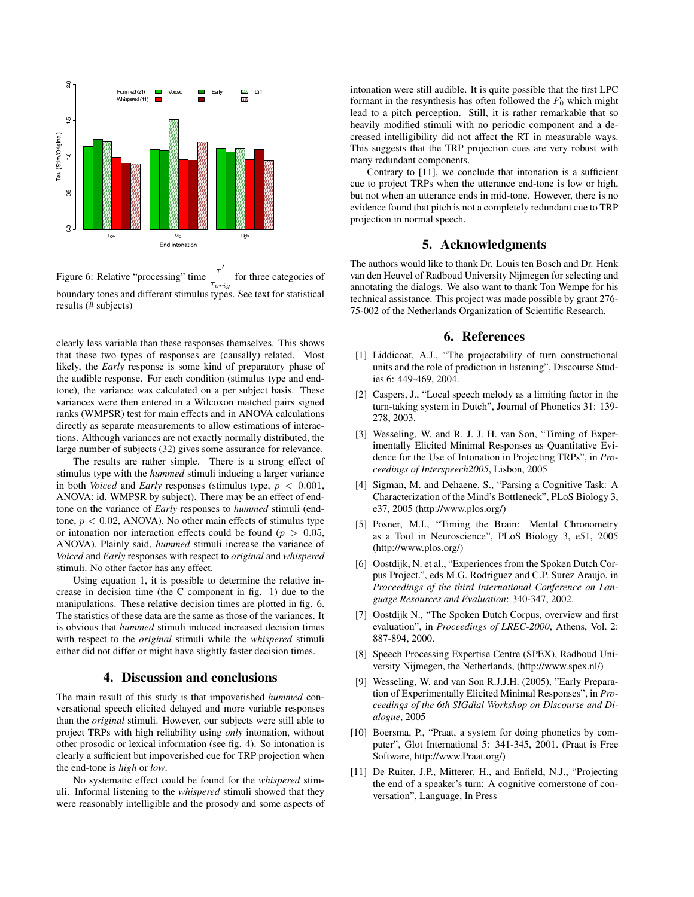Tau (Slim/Original)

2.0

1.5

1.0

0.5

0.0

Hummed (21) Voiced Early Diff

Whispered (11)

Low Mid High

End intonation

Figure 6: Relative "processing" time $\frac{\tau'}{\tau_{orig}}$ for three categories of boundary tones and different stimulus types. See text for statistical results (# subjects)

clearly less variable than these responses themselves. This shows that these two types of responses are (causally) related. Most likely, the *Early* response is some kind of preparatory phase of the audible response. For each condition (stimulus type and end-tone), the variance was calculated on a per subject basis. These variances were then entered in a Wilcoxon matched pairs signed ranks (WMPSR) test for main effects and in ANOVA calculations directly as separate measurements to allow estimations of interactions. Although variances are not exactly normally distributed, the large number of subjects (32) gives some assurance for relevance.

The results are rather simple. There is a strong effect of stimulus type with the *hummed* stimuli inducing a larger variance in both *Voiced* and *Early* responses (stimulus type, $p < 0.001$, ANOVA; id. WMPSR by subject). There may be an effect of end-tone on the variance of *Early* responses to *hummed* stimuli (end-tone, $p < 0.02$, ANOVA). No other main effects of stimulus type or intonation nor interaction effects could be found ($p > 0.05$, ANOVA). Plainly said, *hummed* stimuli increase the variance of *Voiced* and *Early* responses with respect to *original* and *whispered* stimuli. No other factor has any effect.

Using equation 1, it is possible to determine the relative increase in decision time (the C component in fig. 1) due to the manipulations. These relative decision times are plotted in fig. 6. The statistics of these data are the same as those of the variances. It is obvious that *hummed* stimuli induced increased decision times with respect to the *original* stimuli while the *whispered* stimuli either did not differ or might have slightly faster decision times.

## 4. Discussion and conclusions

The main result of this study is that impoverished *hummed* conversational speech elicited delayed and more variable responses than the *original* stimuli. However, our subjects were still able to project TRPs with high reliability using *only* intonation, without other prosodic or lexical information (see fig. 4). So intonation is clearly a sufficient but impoverished cue for TRP projection when the end-tone is *high* or *low*.

No systematic effect could be found for the *whispered* stimuli. Informal listening to the *whispered* stimuli showed that they were reasonably intelligible and the prosody and some aspects of intonation were still audible. It is quite possible that the first LPC formant in the resynthesis has often followed the $F_0$ which might lead to a pitch perception. Still, it is rather remarkable that so heavily modified stimuli with no periodic component and a decreased intelligibility did not affect the RT in measurable ways. This suggests that the TRP projection cues are very robust with many redundant components.

Contrary to [11], we conclude that intonation is a sufficient cue to project TRPs when the utterance end-tone is low or high, but not when an utterance ends in mid-tone. However, there is no evidence found that pitch is not a completely redundant cue to TRP projection in normal speech.

## 5. Acknowledgments

The authors would like to thank Dr. Louis ten Bosch and Dr. Henk van den Heuvel of Radboud University Nijmegen for selecting and annotating the dialogs. We also want to thank Ton Wempe for his technical assistance. This project was made possible by grant 276-75-002 of the Netherlands Organization of Scientific Research.

## 6. References

[1] Liddicoat, A.J., "The projectability of turn constructional units and the role of prediction in listening", Discourse Studies 6: 449-469, 2004.

[2] Caspers, J., "Local speech melody as a limiting factor in the turn-taking system in Dutch", Journal of Phonetics 31: 139-278, 2003.

[3] Wesseling, W. and R. J. J. H. van Son, "Timing of Experimentally Elicited Minimal Responses as Quantitative Evidence for the Use of Intonation in Projecting TRPs", in *Proceedings of Interspeech2005*, Lisbon, 2005

[4] Sigman, M. and Dehaene, S., "Parsing a Cognitive Task: A Characterization of the Mind's Bottleneck", PLoS Biology 3, e37, 2005 (http://www.plos.org/)

[5] Posner, M.I., "Timing the Brain: Mental Chronometry as a Tool in Neuroscience", PLoS Biology 3, e51, 2005 (http://www.plos.org/)

[6] Oostdijk, N. et al., "Experiences from the Spoken Dutch Corpus Project.", eds M.G. Rodriguez and C.P. Surez Araujo, in *Proceedings of the third International Conference on Language Resources and Evaluation*: 340-347, 2002.

[7] Oostdijk N., "The Spoken Dutch Corpus, overview and first evaluation", in *Proceedings of LREC-2000*, Athens, Vol. 2: 887-894, 2000.

[8] Speech Processing Expertise Centre (SPEX), Radboud University Nijmegen, the Netherlands, (http://www.spex.nl/)

[9] Wesseling, W. and van Son R.J.J.H. (2005), "Early Preparation of Experimentally Elicited Minimal Responses", in *Proceedings of the 6th SIGdial Workshop on Discourse and Dialogue*, 2005

[10] Boersma, P., "Praat, a system for doing phonetics by computer", Glot International 5: 341-345, 2001. (Praat is Free Software, http://www.Praat.org/)

[11] De Ruiter, J.P., Mitterer, H., and Enfield, N.J., "Projecting the end of a speaker's turn: A cognitive cornerstone of conversation", Language, In Press